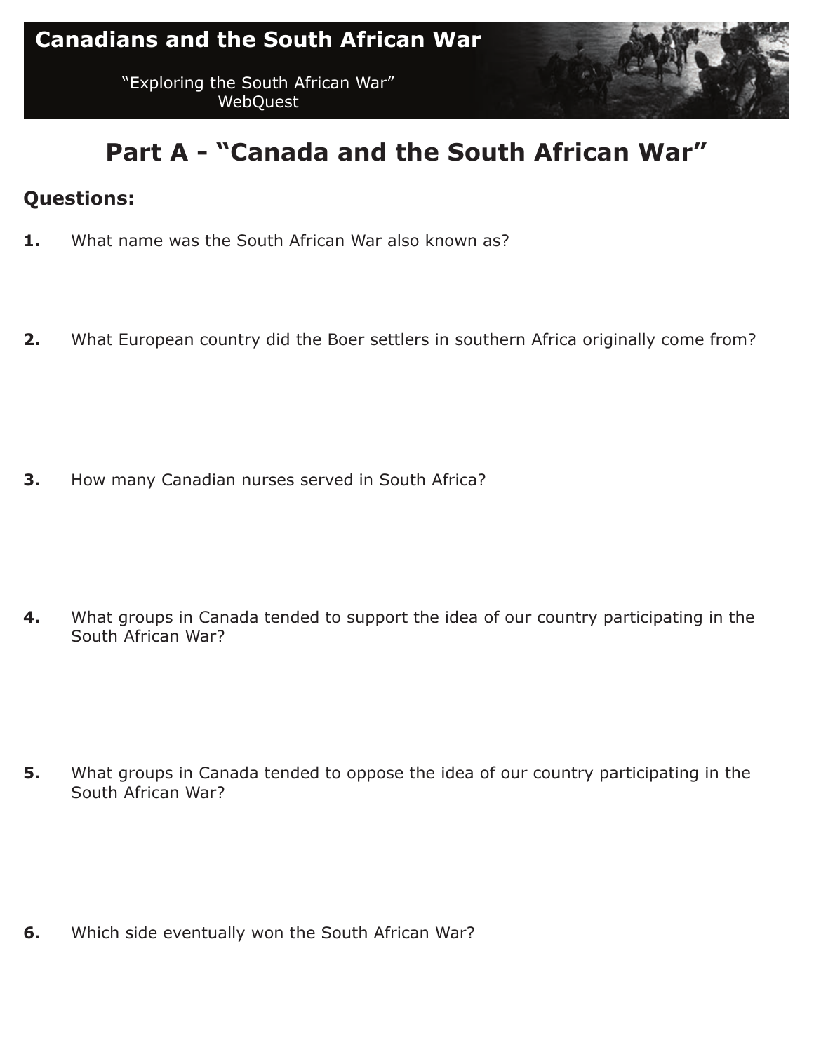# Canadians and the South African War

"Exploring the South African War"
WebQuest

## Part A - "Canada and the South African War"

### Questions:

**1.** What name was the South African War also known as?

**2.** What European country did the Boer settlers in southern Africa originally come from?

**3.** How many Canadian nurses served in South Africa?

**4.** What groups in Canada tended to support the idea of our country participating in the South African War?

**5.** What groups in Canada tended to oppose the idea of our country participating in the South African War?

**6.** Which side eventually won the South African War?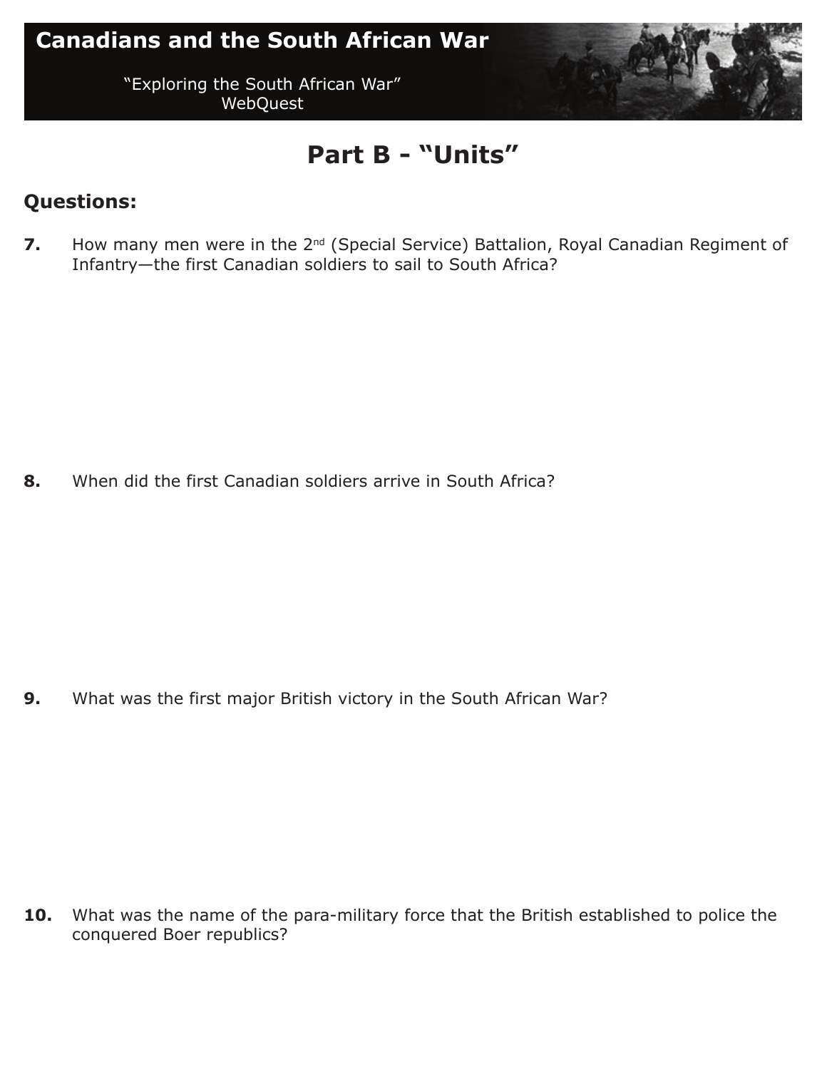## Part B - "Units"

### Questions:

**7.** How many men were in the 2nd (Special Service) Battalion, Royal Canadian Regiment of Infantry—the first Canadian soldiers to sail to South Africa?

**8.** When did the first Canadian soldiers arrive in South Africa?

**9.** What was the first major British victory in the South African War?

**10.** What was the name of the para-military force that the British established to police the conquered Boer republics?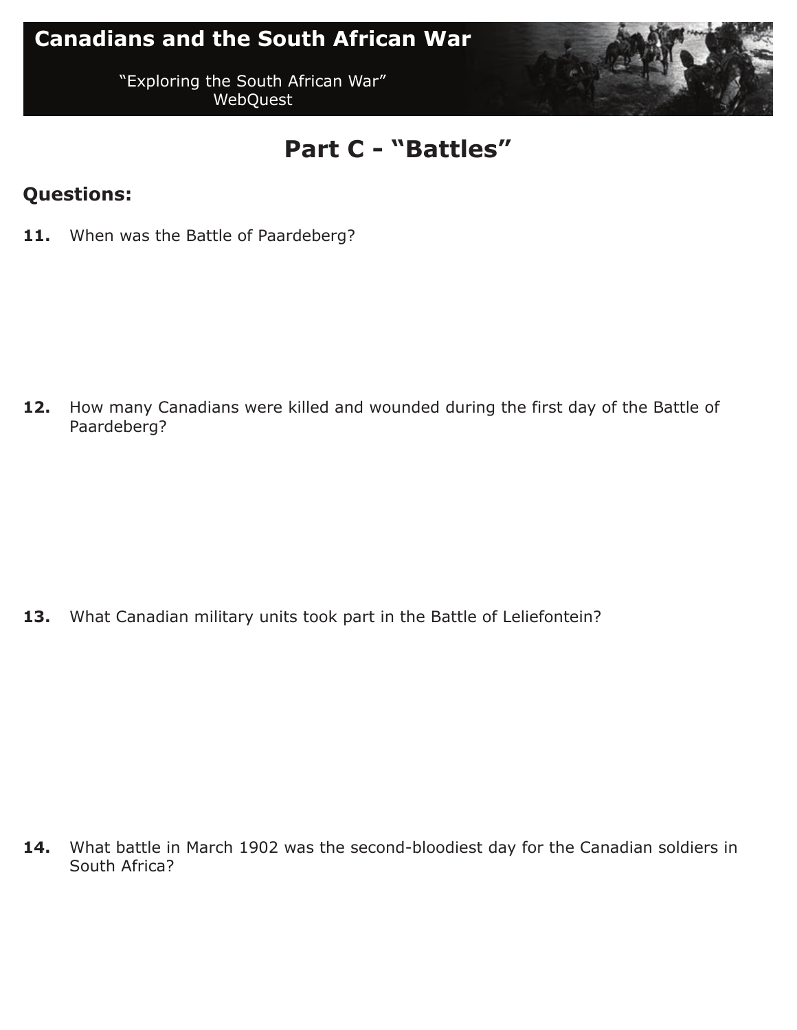## Part C - "Battles"

### Questions:

**11.** When was the Battle of Paardeberg?

**12.** How many Canadians were killed and wounded during the first day of the Battle of Paardeberg?

**13.** What Canadian military units took part in the Battle of Leliefontein?

**14.** What battle in March 1902 was the second-bloodiest day for the Canadian soldiers in South Africa?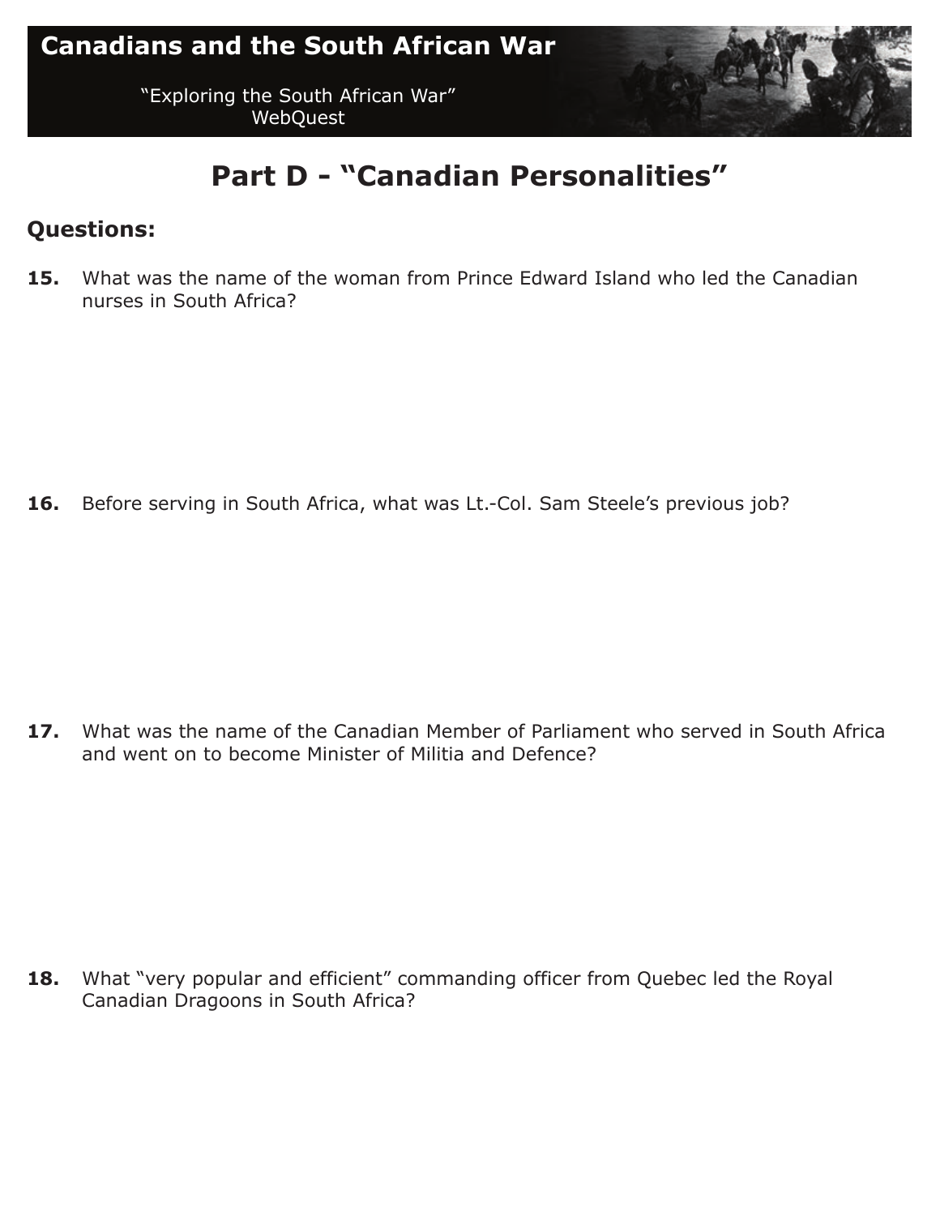# Canadians and the South African War

"Exploring the South African War"
WebQuest

## Part D - "Canadian Personalities"

### Questions:

**15.** What was the name of the woman from Prince Edward Island who led the Canadian nurses in South Africa?

**16.** Before serving in South Africa, what was Lt.-Col. Sam Steele's previous job?

**17.** What was the name of the Canadian Member of Parliament who served in South Africa and went on to become Minister of Militia and Defence?

**18.** What "very popular and efficient" commanding officer from Quebec led the Royal Canadian Dragoons in South Africa?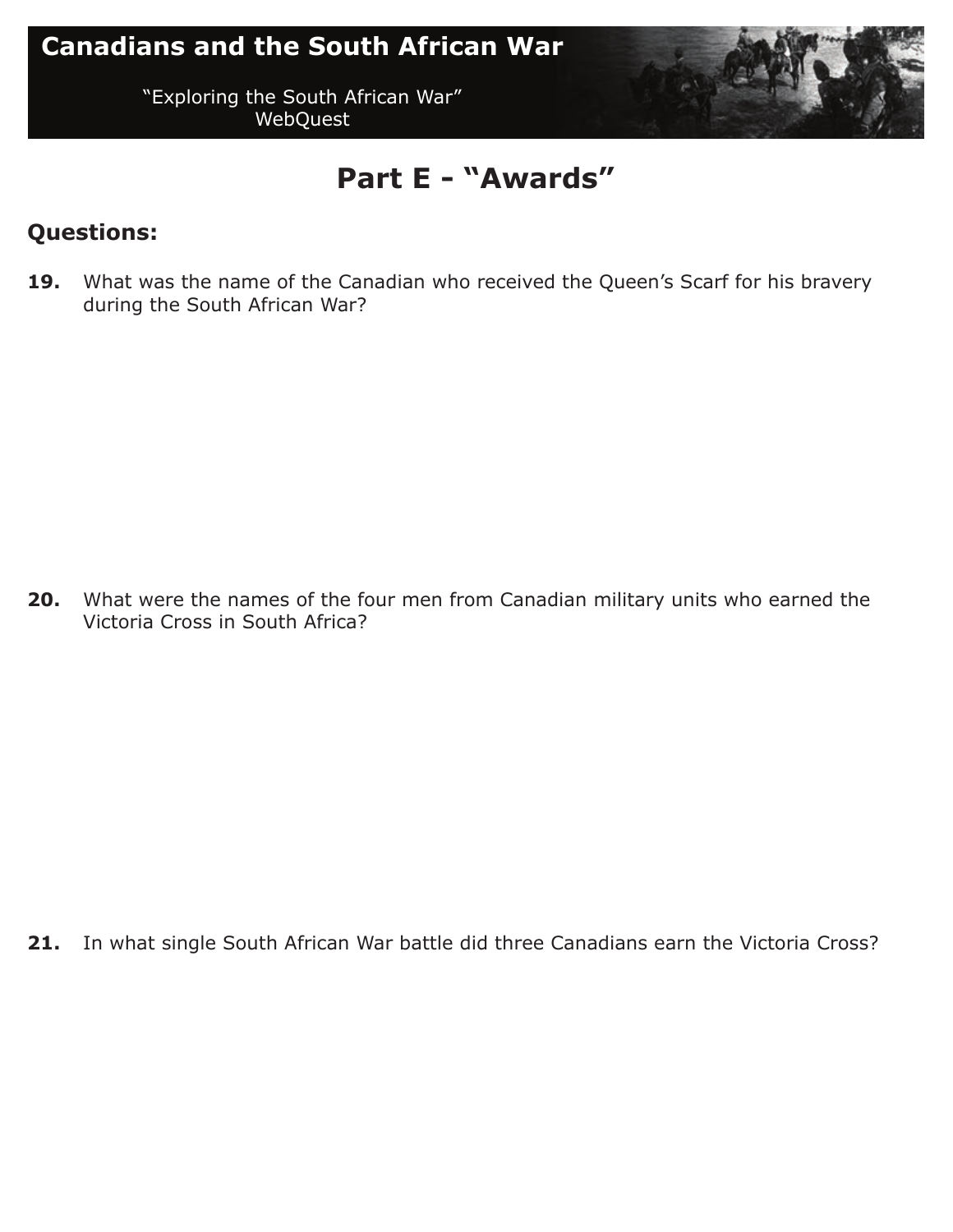## Part E - “Awards”

### Questions:

**19.** What was the name of the Canadian who received the Queen’s Scarf for his bravery during the South African War?

**20.** What were the names of the four men from Canadian military units who earned the Victoria Cross in South Africa?

**21.** In what single South African War battle did three Canadians earn the Victoria Cross?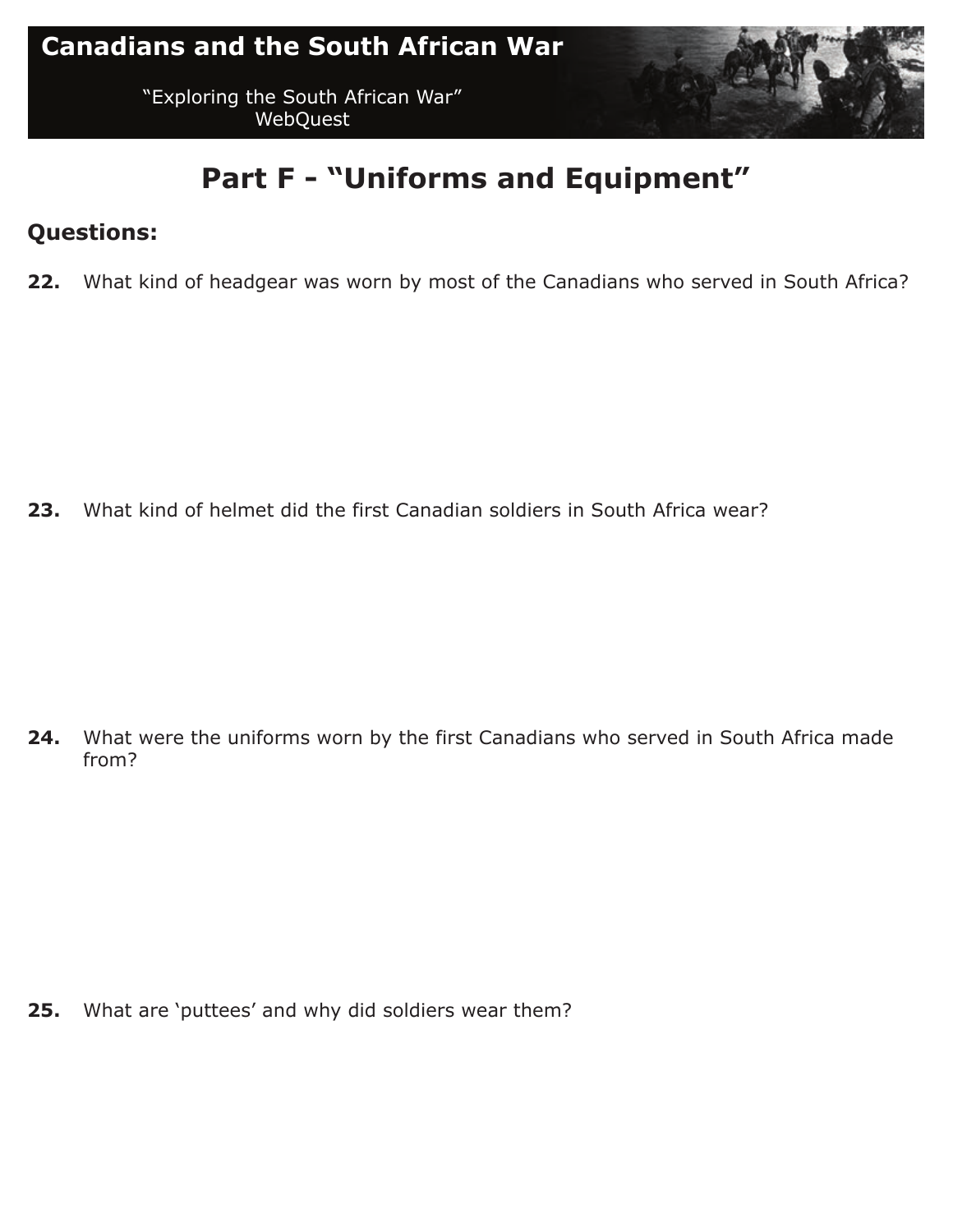# Part F - "Uniforms and Equipment"

## Questions:

**22.** What kind of headgear was worn by most of the Canadians who served in South Africa?

**23.** What kind of helmet did the first Canadian soldiers in South Africa wear?

**24.** What were the uniforms worn by the first Canadians who served in South Africa made from?

**25.** What are 'puttees' and why did soldiers wear them?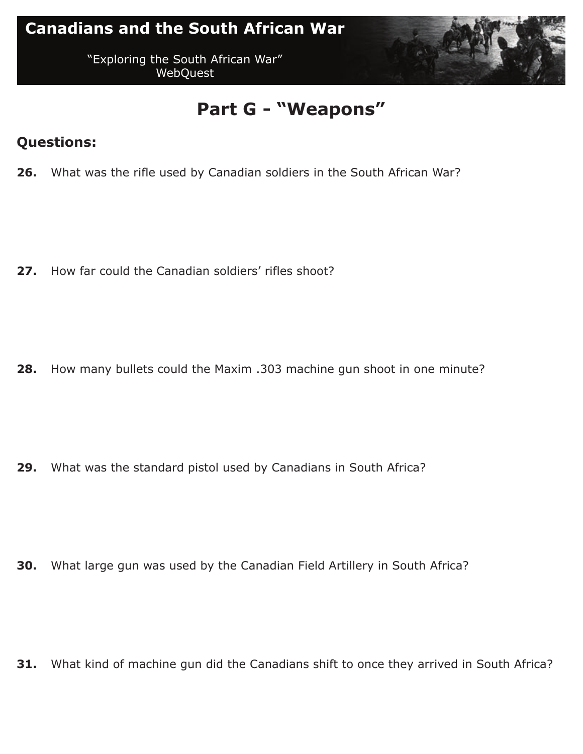# Canadians and the South African War

"Exploring the South African War"
WebQuest

## Part G - "Weapons"

### Questions:

**26.** What was the rifle used by Canadian soldiers in the South African War?

**27.** How far could the Canadian soldiers' rifles shoot?

**28.** How many bullets could the Maxim .303 machine gun shoot in one minute?

**29.** What was the standard pistol used by Canadians in South Africa?

**30.** What large gun was used by the Canadian Field Artillery in South Africa?

**31.** What kind of machine gun did the Canadians shift to once they arrived in South Africa?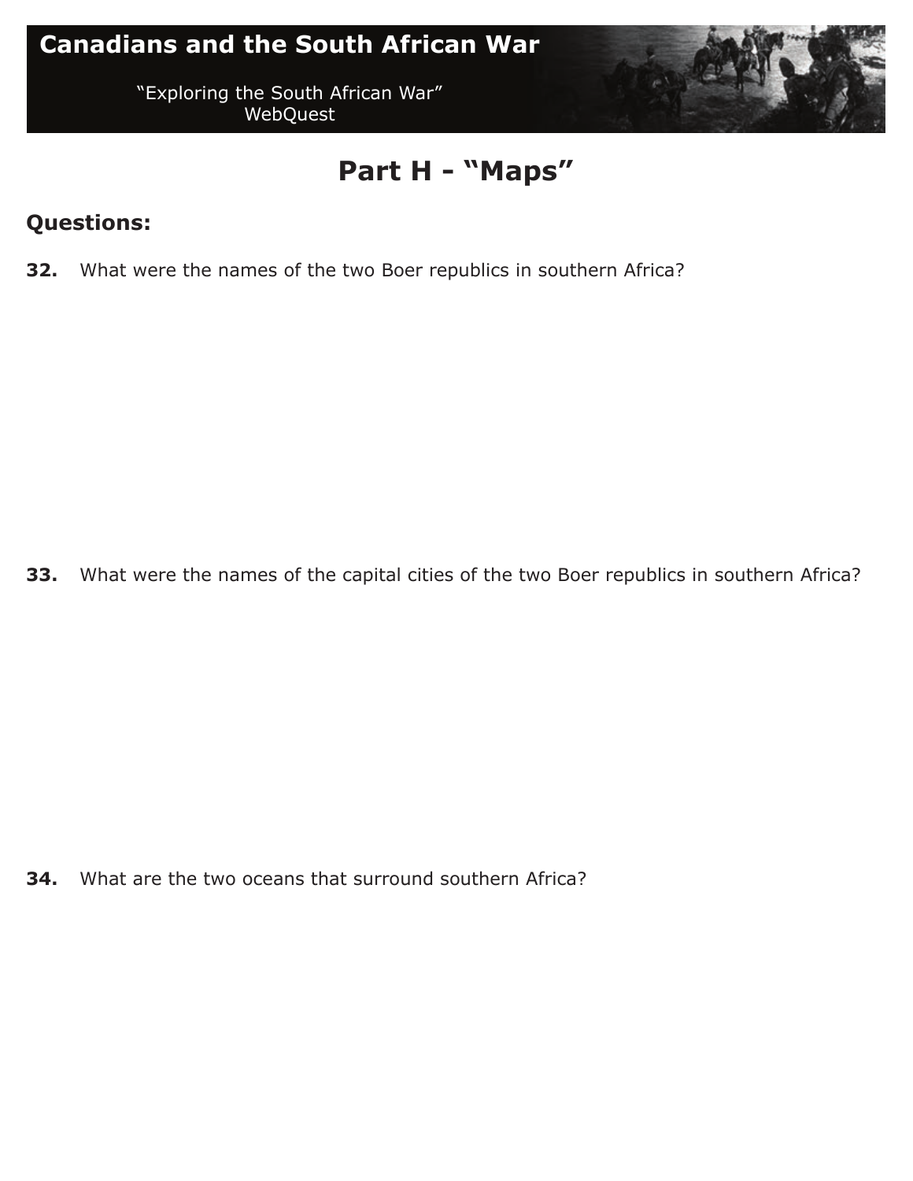# Canadians and the South African War

"Exploring the South African War"
WebQuest

## Part H - "Maps"

### Questions:

**32.** What were the names of the two Boer republics in southern Africa?

**33.** What were the names of the capital cities of the two Boer republics in southern Africa?

**34.** What are the two oceans that surround southern Africa?